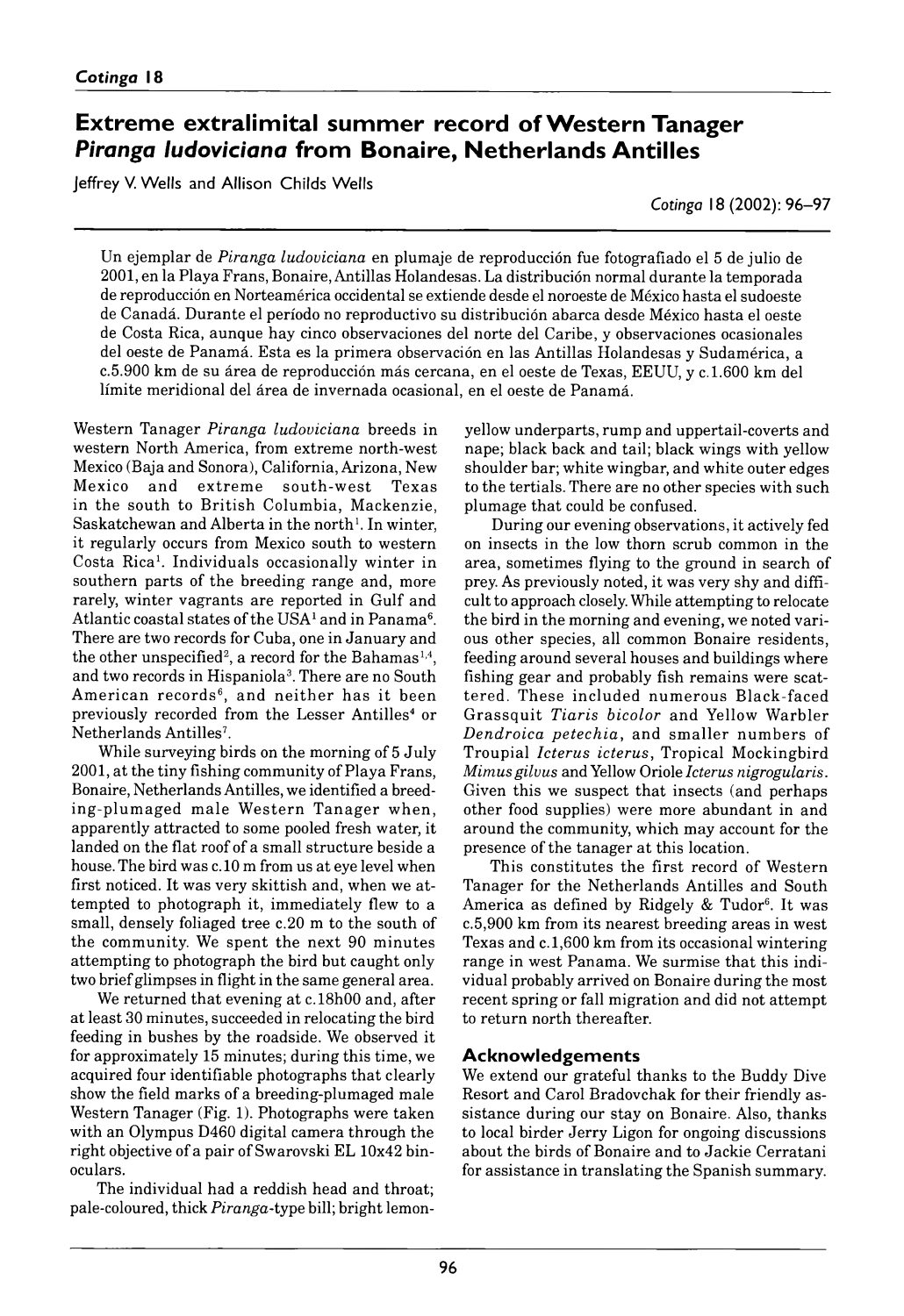# Extreme extralimital summer record of Western Tanager *Piranga ludoviciana* from Bonaire, Netherlands Antilles

Jeffrey V. Wells and Allison Childs Wells

Un ejemplar de *Piranga ludoviciana* en plumaje de reproducción fue fotografiado el 5 de julio de 2001, en la Playa Frans, Bonaire, Antillas Holandesas. La distribución normal durante la temporada de reproducción en Norteamérica occidental se extiende desde el noroeste de México hasta el sudoeste de Canadá. Durante el período no reproductivo su distribución abarca desde México hasta el oeste de Costa Rica, aunque hay cinco observaciones del norte del Caribe, y observaciones ocasionales del oeste de Panamá. Esta es la primera observación en las Antillas Holandesas y Sudamérica, a c.5.900 km de su área de reproducción más cercana, en el oeste de Texas, EEUU, y c.1.600 km del límite meridional del área de invernada ocasional, en el oeste de Panamá.

Western Tanager *Piranga ludoviciana* breeds in western North America, from extreme north-west Mexico (Baja and Sonora), California, Arizona, New Mexico and extreme south-west Texas in the south to British Columbia, Mackenzie, Saskatchewan and Alberta in the north[1]. In winter, it regularly occurs from Mexico south to western Costa Rica[1]. Individuals occasionally winter in southern parts of the breeding range and, more rarely, winter vagrants are reported in Gulf and Atlantic coastal states of the USA[1] and in Panama[6]. There are two records for Cuba, one in January and the other unspecified[2], a record for the Bahamas[1,4], and two records in Hispaniola[3]. There are no South American records[6], and neither has it been previously recorded from the Lesser Antilles[4] or Netherlands Antilles[7].

While surveying birds on the morning of 5 July 2001, at the tiny fishing community of Playa Frans, Bonaire, Netherlands Antilles, we identified a breeding-plumaged male Western Tanager when, apparently attracted to some pooled fresh water, it landed on the flat roof of a small structure beside a house. The bird was c.10 m from us at eye level when first noticed. It was very skittish and, when we attempted to photograph it, immediately flew to a small, densely foliaged tree c.20 m to the south of the community. We spent the next 90 minutes attempting to photograph the bird but caught only two brief glimpses in flight in the same general area.

We returned that evening at c.18h00 and, after at least 30 minutes, succeeded in relocating the bird feeding in bushes by the roadside. We observed it for approximately 15 minutes; during this time, we acquired four identifiable photographs that clearly show the field marks of a breeding-plumaged male Western Tanager (Fig. 1). Photographs were taken with an Olympus D460 digital camera through the right objective of a pair of Swarovski EL 10x42 binoculars.

The individual had a reddish head and throat; pale-coloured, thick *Piranga*-type bill; bright lemon-yellow underparts, rump and uppertail-coverts and nape; black back and tail; black wings with yellow shoulder bar; white wingbar, and white outer edges to the tertials. There are no other species with such plumage that could be confused.

During our evening observations, it actively fed on insects in the low thorn scrub common in the area, sometimes flying to the ground in search of prey. As previously noted, it was very shy and difficult to approach closely. While attempting to relocate the bird in the morning and evening, we noted various other species, all common Bonaire residents, feeding around several houses and buildings where fishing gear and probably fish remains were scattered. These included numerous Black-faced Grassquit *Tiaris bicolor* and Yellow Warbler *Dendroica petechia*, and smaller numbers of Troupial *Icterus icterus*, Tropical Mockingbird *Mimus gilvus* and Yellow Oriole *Icterus nigrogularis*. Given this we suspect that insects (and perhaps other food supplies) were more abundant in and around the community, which may account for the presence of the tanager at this location.

This constitutes the first record of Western Tanager for the Netherlands Antilles and South America as defined by Ridgely & Tudor[6]. It was c.5,900 km from its nearest breeding areas in west Texas and c.1,600 km from its occasional wintering range in west Panama. We surmise that this individual probably arrived on Bonaire during the most recent spring or fall migration and did not attempt to return north thereafter.

## Acknowledgements

We extend our grateful thanks to the Buddy Dive Resort and Carol Bradovchak for their friendly assistance during our stay on Bonaire. Also, thanks to local birder Jerry Ligon for ongoing discussions about the birds of Bonaire and to Jackie Cerratani for assistance in translating the Spanish summary.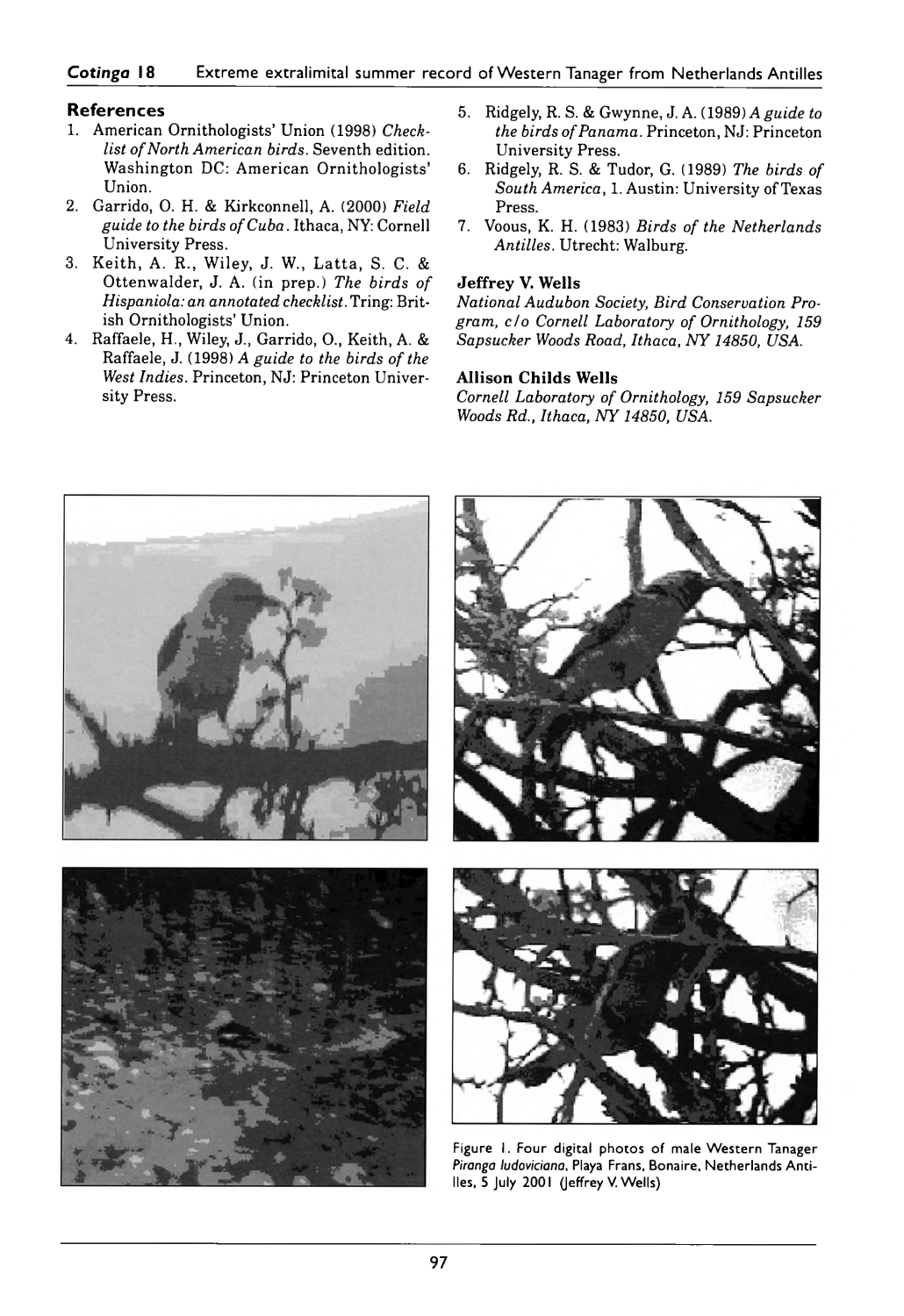## References

1. American Ornithologists' Union (1998) *Check-list of North American birds*. Seventh edition. Washington DC: American Ornithologists' Union.
2. Garrido, O. H. & Kirkconnell, A. (2000) *Field guide to the birds of Cuba*. Ithaca, NY: Cornell University Press.
3. Keith, A. R., Wiley, J. W., Latta, S. C. & Ottenwalder, J. A. (in prep.) *The birds of Hispaniola: an annotated checklist*. Tring: British Ornithologists' Union.
4. Raffaele, H., Wiley, J., Garrido, O., Keith, A. & Raffaele, J. (1998) *A guide to the birds of the West Indies*. Princeton, NJ: Princeton University Press.
5. Ridgely, R. S. & Gwynne, J. A. (1989) *A guide to the birds of Panama*. Princeton, NJ: Princeton University Press.
6. Ridgely, R. S. & Tudor, G. (1989) *The birds of South America*, 1. Austin: University of Texas Press.
7. Voous, K. H. (1983) *Birds of the Netherlands Antilles*. Utrecht: Walburg.

**Jeffrey V. Wells**

*National Audubon Society, Bird Conservation Program, c/o Cornell Laboratory of Ornithology, 159 Sapsucker Woods Road, Ithaca, NY 14850, USA.*

**Allison Childs Wells**

*Cornell Laboratory of Ornithology, 159 Sapsucker Woods Rd., Ithaca, NY 14850, USA.*

Figure 1. Four digital photos of male Western Tanager *Piranga ludoviciana*, Playa Frans, Bonaire, Netherlands Antilles, 5 July 2001 (Jeffrey V. Wells)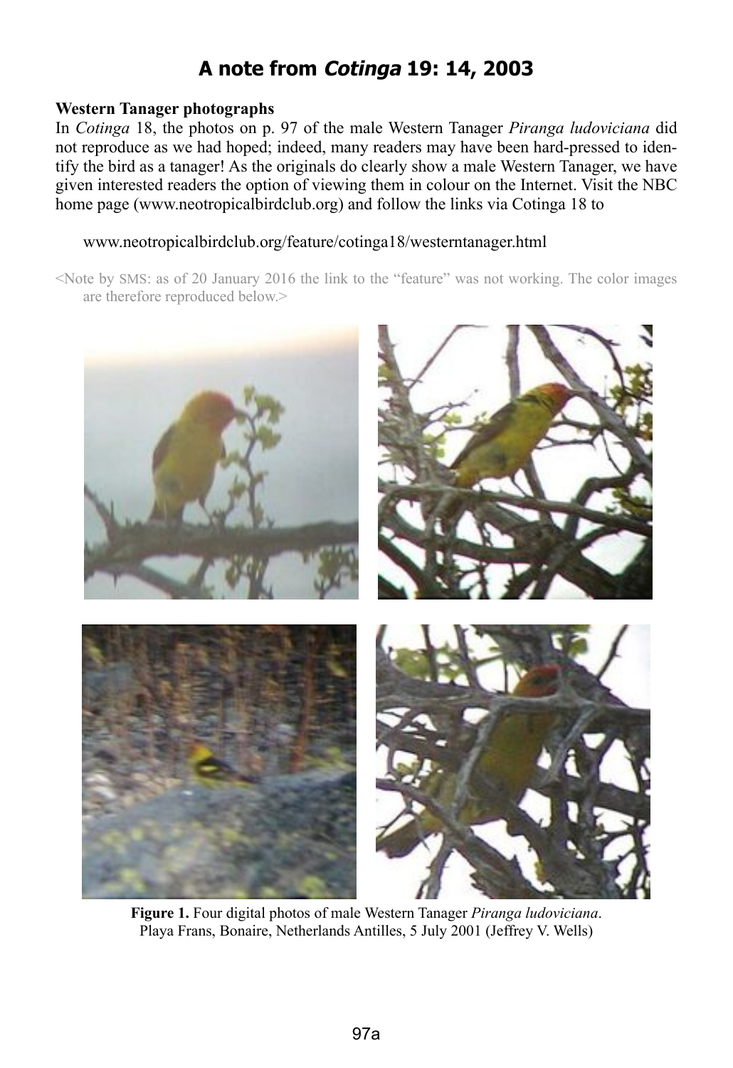# A note from *Cotinga* 19: 14, 2003

**Western Tanager photographs**

In *Cotinga* 18, the photos on p. 97 of the male Western Tanager *Piranga ludoviciana* did not reproduce as we had hoped; indeed, many readers may have been hard-pressed to identify the bird as a tanager! As the originals do clearly show a male Western Tanager, we have given interested readers the option of viewing them in colour on the Internet. Visit the NBC home page (www.neotropicalbirdclub.org) and follow the links via Cotinga 18 to

www.neotropicalbirdclub.org/feature/cotinga18/westerntanager.html

<Note by SMS: as of 20 January 2016 the link to the "feature" was not working. The color images are therefore reproduced below.>

**Figure 1.** Four digital photos of male Western Tanager *Piranga ludoviciana*. Playa Frans, Bonaire, Netherlands Antilles, 5 July 2001 (Jeffrey V. Wells)